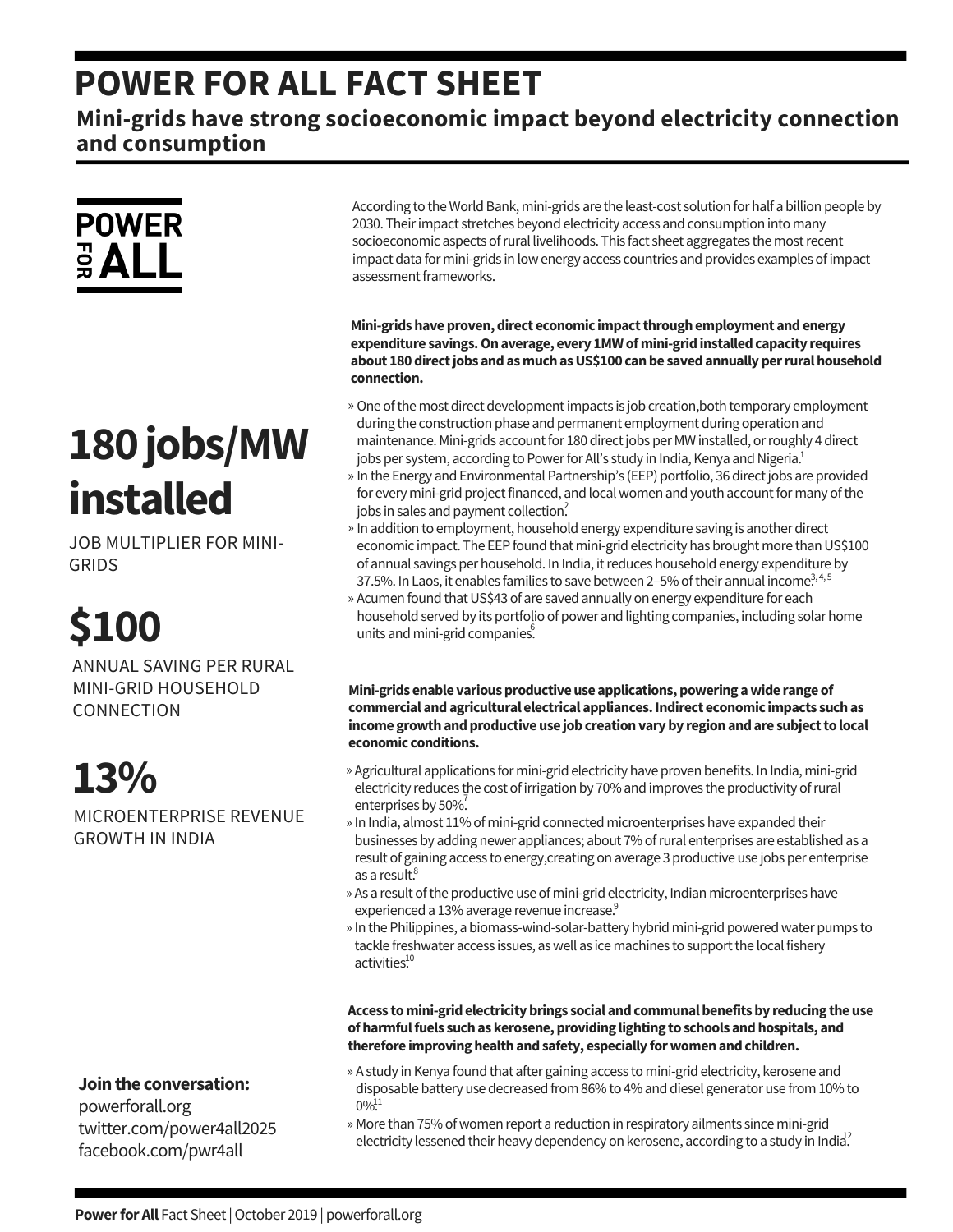# POWER FOR ALL FACT SHEET

## Mini-grids have strong socioeconomic impact beyond electricity connection and consumption

According to the World Bank, mini-grids are the least-cost solution for half a billion people by 2030. Their impact stretches beyond electricity access and consumption into many socioeconomic aspects of rural livelihoods. This fact sheet aggregates the most recent impact data for mini-grids in low energy access countries and provides examples of impact assessment frameworks.

# 180 jobs/MW installed

JOB MULTIPLIER FOR MINI-GRIDS

# $100

ANNUAL SAVING PER RURAL MINI-GRID HOUSEHOLD CONNECTION

# 13%

MICROENTERPRISE REVENUE GROWTH IN INDIA

**Mini-grids have proven, direct economic impact through employment and energy expenditure savings. On average, every 1MW of mini-grid installed capacity requires about 180 direct jobs and as much as US$100 can be saved annually per rural household connection.**

» One of the most direct development impacts is job creation,both temporary employment during the construction phase and permanent employment during operation and maintenance. Mini-grids account for 180 direct jobs per MW installed, or roughly 4 direct jobs per system, according to Power for All's study in India, Kenya and Nigeria.[1]

» In the Energy and Environmental Partnership's (EEP) portfolio, 36 direct jobs are provided for every mini-grid project financed, and local women and youth account for many of the jobs in sales and payment collection.[2]

» In addition to employment, household energy expenditure saving is another direct economic impact. The EEP found that mini-grid electricity has brought more than US$100 of annual savings per household. In India, it reduces household energy expenditure by 37.5%. In Laos, it enables families to save between 2–5% of their annual income.[3, 4, 5]

» Acumen found that US$43 of are saved annually on energy expenditure for each household served by its portfolio of power and lighting companies, including solar home units and mini-grid companies.[6]

**Mini-grids enable various productive use applications, powering a wide range of commercial and agricultural electrical appliances. Indirect economic impacts such as income growth and productive use job creation vary by region and are subject to local economic conditions.**

» Agricultural applications for mini-grid electricity have proven benefits. In India, mini-grid electricity reduces the cost of irrigation by 70% and improves the productivity of rural enterprises by 50%.[7]

» In India, almost 11% of mini-grid connected microenterprises have expanded their businesses by adding newer appliances; about 7% of rural enterprises are established as a result of gaining access to energy,creating on average 3 productive use jobs per enterprise as a result.[8]

» As a result of the productive use of mini-grid electricity, Indian microenterprises have experienced a 13% average revenue increase.[9]

» In the Philippines, a biomass-wind-solar-battery hybrid mini-grid powered water pumps to tackle freshwater access issues, as well as ice machines to support the local fishery activities.[10]

**Access to mini-grid electricity brings social and communal benefits by reducing the use of harmful fuels such as kerosene, providing lighting to schools and hospitals, and therefore improving health and safety, especially for women and children.**

» A study in Kenya found that after gaining access to mini-grid electricity, kerosene and disposable battery use decreased from 86% to 4% and diesel generator use from 10% to 0%.[11]

» More than 75% of women report a reduction in respiratory ailments since mini-grid electricity lessened their heavy dependency on kerosene, according to a study in India.[12]

**Join the conversation:**
powerforall.org
twitter.com/power4all2025
facebook.com/pwr4all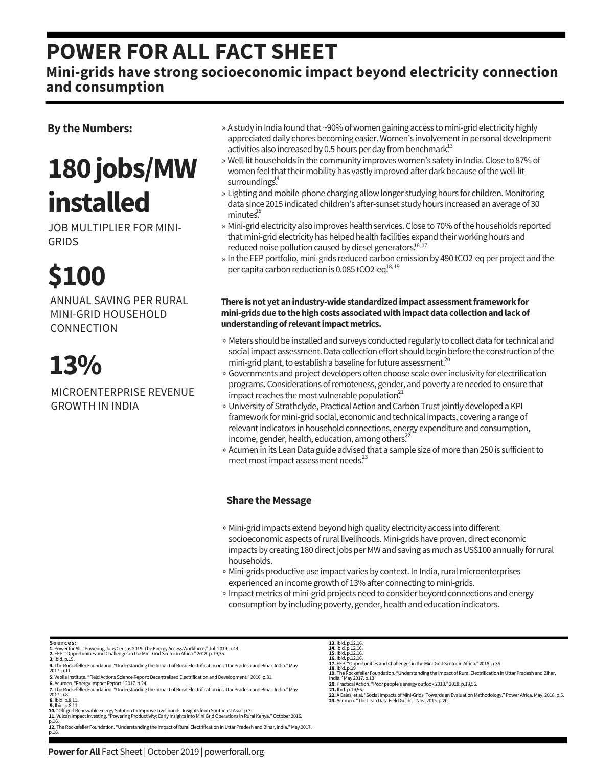# POWER FOR ALL FACT SHEET

## Mini-grids have strong socioeconomic impact beyond electricity connection and consumption

**By the Numbers:**

# 180 jobs/MW installed

JOB MULTIPLIER FOR MINI-GRIDS

# $100

ANNUAL SAVING PER RURAL MINI-GRID HOUSEHOLD CONNECTION

# 13%

MICROENTERPRISE REVENUE GROWTH IN INDIA

- A study in India found that ~90% of women gaining access to mini-grid electricity highly appreciated daily chores becoming easier. Women's involvement in personal development activities also increased by 0.5 hours per day from benchmark.[13]
- Well-lit households in the community improves women's safety in India. Close to 87% of women feel that their mobility has vastly improved after dark because of the well-lit surroundings.[14]
- Lighting and mobile-phone charging allow longer studying hours for children. Monitoring data since 2015 indicated children's after-sunset study hours increased an average of 30 minutes.[15]
- Mini-grid electricity also improves health services. Close to 70% of the households reported that mini-grid electricity has helped health facilities expand their working hours and reduced noise pollution caused by diesel generators.[16, 17]
- In the EEP portfolio, mini-grids reduced carbon emission by 490 tCO2-eq per project and the per capita carbon reduction is 0.085 tCO2-eq.[18, 19]

**There is not yet an industry-wide standardized impact assessment framework for mini-grids due to the high costs associated with impact data collection and lack of understanding of relevant impact metrics.**

- Meters should be installed and surveys conducted regularly to collect data for technical and social impact assessment. Data collection effort should begin before the construction of the mini-grid plant, to establish a baseline for future assessment.[20]
- Governments and project developers often choose scale over inclusivity for electrification programs. Considerations of remoteness, gender, and poverty are needed to ensure that impact reaches the most vulnerable population.[21]
- University of Strathclyde, Practical Action and Carbon Trust jointly developed a KPI framework for mini-grid social, economic and technical impacts, covering a range of relevant indicators in household connections, energy expenditure and consumption, income, gender, health, education, among others.[22]
- Acumen in its Lean Data guide advised that a sample size of more than 250 is sufficient to meet most impact assessment needs.[23]

### Share the Message

- Mini-grid impacts extend beyond high quality electricity access into different socioeconomic aspects of rural livelihoods. Mini-grids have proven, direct economic impacts by creating 180 direct jobs per MW and saving as much as US$100 annually for rural households.
- Mini-grids productive use impact varies by context. In India, rural microenterprises experienced an income growth of 13% after connecting to mini-grids.
- Impact metrics of mini-grid projects need to consider beyond connections and energy consumption by including poverty, gender, health and education indicators.

**Sources:**

1. Power for All. "Powering Jobs Census 2019: The Energy Access Workforce." Jul, 2019. p.44.
2. EEP. "Opportunities and Challenges in the Mini-Grid Sector in Africa." 2018. p.19,35.
3. Ibid. p.19.
4. The Rockefeller Foundation. "Understanding the Impact of Rural Electrification in Uttar Pradesh and Bihar, India." May 2017. p.11.
5. Veolia Institute. "Field Actions Science Report: Decentralized Electrification and Development." 2016. p.31.
6. Acumen. "Energy Impact Report." 2017. p.24.
7. The Rockefeller Foundation. "Understanding the Impact of Rural Electrification in Uttar Pradesh and Bihar, India." May 2017. p.8.
8. Ibid. p.8,11.
9. Ibid. p.8,11.
10. "Off-grid Renewable Energy Solution to Improve Livelihoods: Insights from Southeast Asia" p.3.
11. Vulcan Impact Investing. "Powering Productivity: Early Insights into Mini Grid Operations in Rural Kenya." October 2016. p.16.
12. The Rockefeller Foundation. "Understanding the Impact of Rural Electrification in Uttar Pradesh and Bihar, India." May 2017. p.16.
13. Ibid. p.12,16.
14. Ibid. p.12,16.
15. Ibid. p.12,16.
16. Ibid. p.12,16.
17. EEP. "Opportunities and Challenges in the Mini-Grid Sector in Africa." 2018. p.36
18. Ibid. p.19
19. The Rockefeller Foundation. "Understanding the Impact of Rural Electrification in Uttar Pradesh and Bihar, India." May 2017. p.13
20. Practical Action. "Poor people's energy outlook 2018." 2018. p.19,56.
21. Ibid. p.19,56.
22. A Eales, et al. "Social Impacts of Mini-Grids: Towards an Evaluation Methodology." Power Africa. May, 2018. p.5.
23. Acumen. "The Lean Data Field Guide." Nov, 2015. p.20.

**Power for All** Fact Sheet | October 2019 | powerforall.org